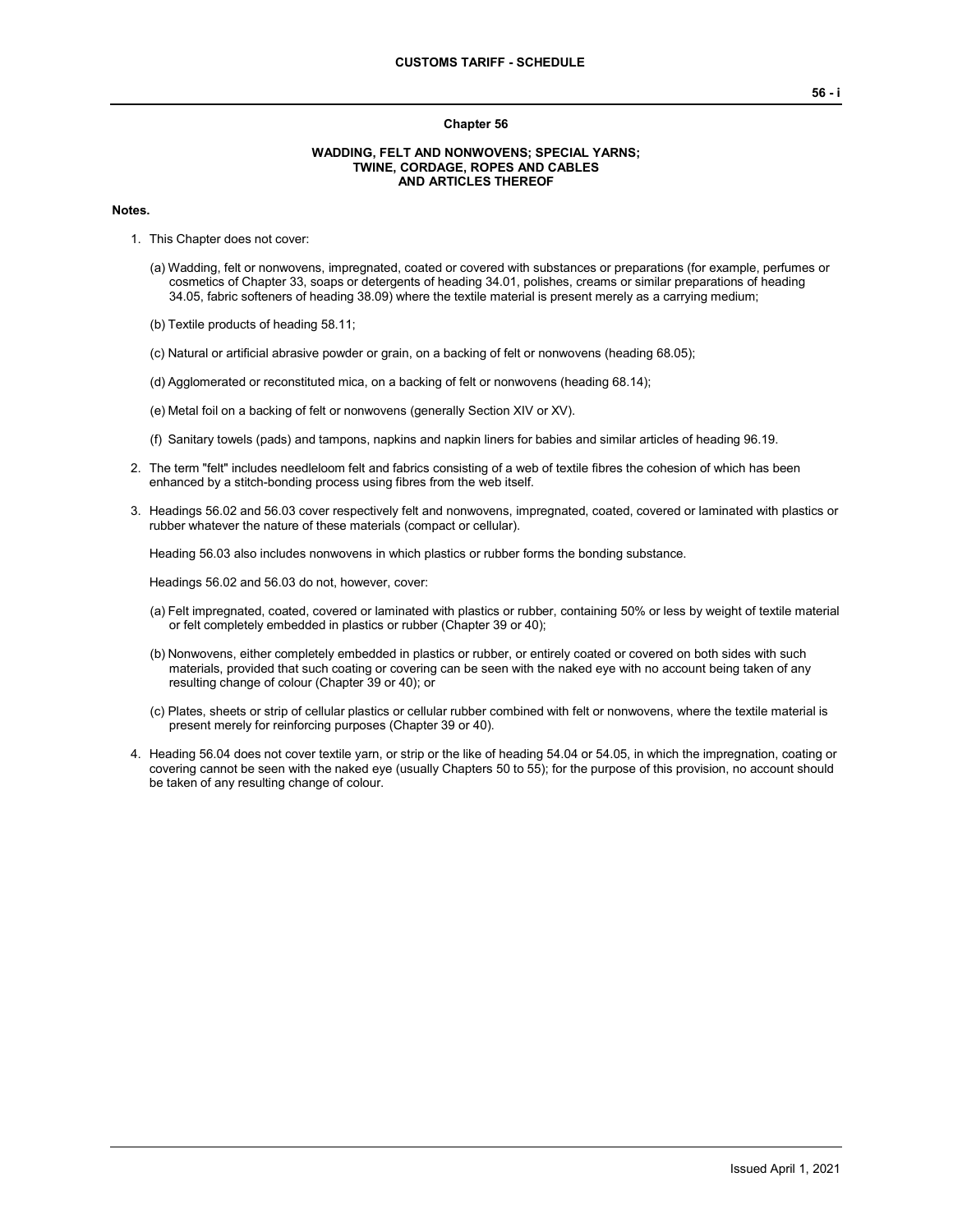# Chapter 56

## WADDING, FELT AND NONWOVENS; SPECIAL YARNS; TWINE, CORDAGE, ROPES AND CABLES AND ARTICLES THEREOF

**Notes.**

1. This Chapter does not cover:

   (a) Wadding, felt or nonwovens, impregnated, coated or covered with substances or preparations (for example, perfumes or cosmetics of Chapter 33, soaps or detergents of heading 34.01, polishes, creams or similar preparations of heading 34.05, fabric softeners of heading 38.09) where the textile material is present merely as a carrying medium;

   (b) Textile products of heading 58.11;

   (c) Natural or artificial abrasive powder or grain, on a backing of felt or nonwovens (heading 68.05);

   (d) Agglomerated or reconstituted mica, on a backing of felt or nonwovens (heading 68.14);

   (e) Metal foil on a backing of felt or nonwovens (generally Section XIV or XV).

   (f) Sanitary towels (pads) and tampons, napkins and napkin liners for babies and similar articles of heading 96.19.

2. The term "felt" includes needleloom felt and fabrics consisting of a web of textile fibres the cohesion of which has been enhanced by a stitch-bonding process using fibres from the web itself.

3. Headings 56.02 and 56.03 cover respectively felt and nonwovens, impregnated, coated, covered or laminated with plastics or rubber whatever the nature of these materials (compact or cellular).

   Heading 56.03 also includes nonwovens in which plastics or rubber forms the bonding substance.

   Headings 56.02 and 56.03 do not, however, cover:

   (a) Felt impregnated, coated, covered or laminated with plastics or rubber, containing 50% or less by weight of textile material or felt completely embedded in plastics or rubber (Chapter 39 or 40);

   (b) Nonwovens, either completely embedded in plastics or rubber, or entirely coated or covered on both sides with such materials, provided that such coating or covering can be seen with the naked eye with no account being taken of any resulting change of colour (Chapter 39 or 40); or

   (c) Plates, sheets or strip of cellular plastics or cellular rubber combined with felt or nonwovens, where the textile material is present merely for reinforcing purposes (Chapter 39 or 40).

4. Heading 56.04 does not cover textile yarn, or strip or the like of heading 54.04 or 54.05, in which the impregnation, coating or covering cannot be seen with the naked eye (usually Chapters 50 to 55); for the purpose of this provision, no account should be taken of any resulting change of colour.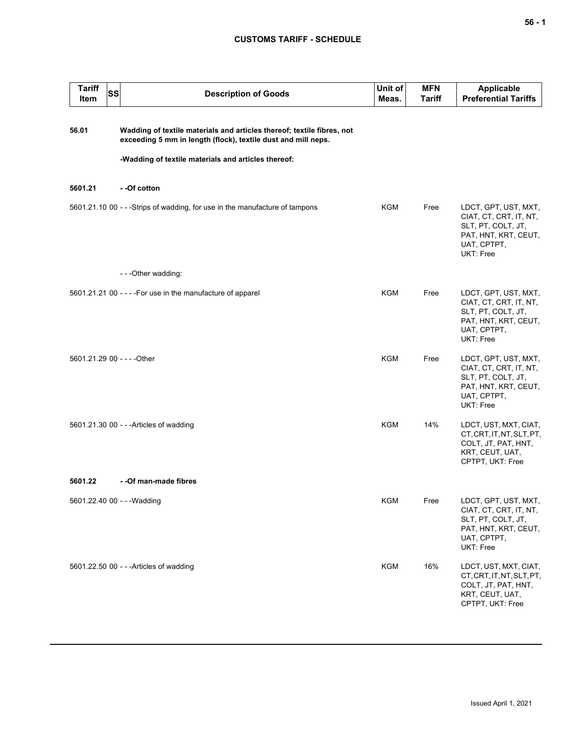| Tariff Item | SS | Description of Goods | Unit of Meas. | MFN Tariff | Applicable Preferential Tariffs |
|---|---|---|---|---|---|
| **56.01** | | **Wadding of textile materials and articles thereof; textile fibres, not exceeding 5 mm in length (flock), textile dust and mill neps.** | | | |
| | | **-Wadding of textile materials and articles thereof:** | | | |
| **5601.21** | | **- -Of cotton** | | | |
| 5601.21.10 | 00 | - - -Strips of wadding, for use in the manufacture of tampons | KGM | Free | LDCT, GPT, UST, MXT, CIAT, CT, CRT, IT, NT, SLT, PT, COLT, JT, PAT, HNT, KRT, CEUT, UAT, CPTPT, UKT: Free |
| | | - - -Other wadding: | | | |
| 5601.21.21 | 00 | - - - -For use in the manufacture of apparel | KGM | Free | LDCT, GPT, UST, MXT, CIAT, CT, CRT, IT, NT, SLT, PT, COLT, JT, PAT, HNT, KRT, CEUT, UAT, CPTPT, UKT: Free |
| 5601.21.29 | 00 | - - - -Other | KGM | Free | LDCT, GPT, UST, MXT, CIAT, CT, CRT, IT, NT, SLT, PT, COLT, JT, PAT, HNT, KRT, CEUT, UAT, CPTPT, UKT: Free |
| 5601.21.30 | 00 | - - -Articles of wadding | KGM | 14% | LDCT, UST, MXT, CIAT, CT, CRT, IT, NT, SLT, PT, COLT, JT, PAT, HNT, KRT, CEUT, UAT, CPTPT, UKT: Free |
| **5601.22** | | **- -Of man-made fibres** | | | |
| 5601.22.40 | 00 | - - -Wadding | KGM | Free | LDCT, GPT, UST, MXT, CIAT, CT, CRT, IT, NT, SLT, PT, COLT, JT, PAT, HNT, KRT, CEUT, UAT, CPTPT, UKT: Free |
| 5601.22.50 | 00 | - - -Articles of wadding | KGM | 16% | LDCT, UST, MXT, CIAT, CT, CRT, IT, NT, SLT, PT, COLT, JT, PAT, HNT, KRT, CEUT, UAT, CPTPT, UKT: Free |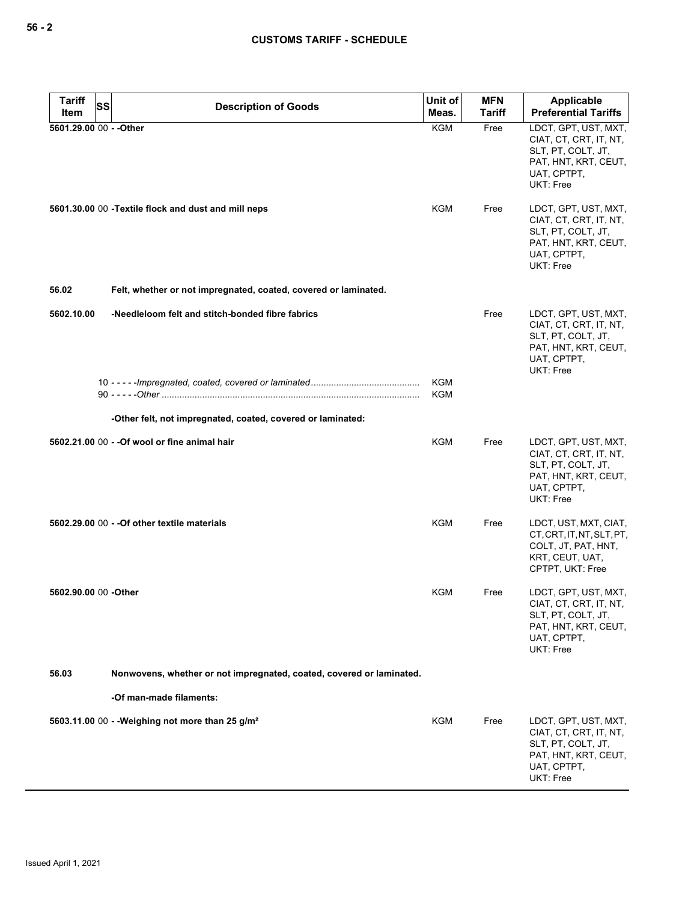| Tariff Item | SS | Description of Goods | Unit of Meas. | MFN Tariff | Applicable Preferential Tariffs |
|---|---|---|---|---|---|
| 5601.29.00 | 00 | - -Other | KGM | Free | LDCT, GPT, UST, MXT, CIAT, CT, CRT, IT, NT, SLT, PT, COLT, JT, PAT, HNT, KRT, CEUT, UAT, CPTPT, UKT: Free |
| 5601.30.00 | 00 | -Textile flock and dust and mill neps | KGM | Free | LDCT, GPT, UST, MXT, CIAT, CT, CRT, IT, NT, SLT, PT, COLT, JT, PAT, HNT, KRT, CEUT, UAT, CPTPT, UKT: Free |
| 56.02 | | Felt, whether or not impregnated, coated, covered or laminated. | | | |
| 5602.10.00 | | -Needleloom felt and stitch-bonded fibre fabrics | | Free | LDCT, GPT, UST, MXT, CIAT, CT, CRT, IT, NT, SLT, PT, COLT, JT, PAT, HNT, KRT, CEUT, UAT, CPTPT, UKT: Free |
| | 10 | - - - - -*Impregnated, coated, covered or laminated* | KGM | | |
| | 90 | - - - - -*Other* | KGM | | |
| | | -Other felt, not impregnated, coated, covered or laminated: | | | |
| 5602.21.00 | 00 | - -Of wool or fine animal hair | KGM | Free | LDCT, GPT, UST, MXT, CIAT, CT, CRT, IT, NT, SLT, PT, COLT, JT, PAT, HNT, KRT, CEUT, UAT, CPTPT, UKT: Free |
| 5602.29.00 | 00 | - -Of other textile materials | KGM | Free | LDCT, UST, MXT, CIAT, CT, CRT, IT, NT, SLT, PT, COLT, JT, PAT, HNT, KRT, CEUT, UAT, CPTPT, UKT: Free |
| 5602.90.00 | 00 | -Other | KGM | Free | LDCT, GPT, UST, MXT, CIAT, CT, CRT, IT, NT, SLT, PT, COLT, JT, PAT, HNT, KRT, CEUT, UAT, CPTPT, UKT: Free |
| 56.03 | | Nonwovens, whether or not impregnated, coated, covered or laminated. | | | |
| | | -Of man-made filaments: | | | |
| 5603.11.00 | 00 | - -Weighing not more than 25 g/m² | KGM | Free | LDCT, GPT, UST, MXT, CIAT, CT, CRT, IT, NT, SLT, PT, COLT, JT, PAT, HNT, KRT, CEUT, UAT, CPTPT, UKT: Free |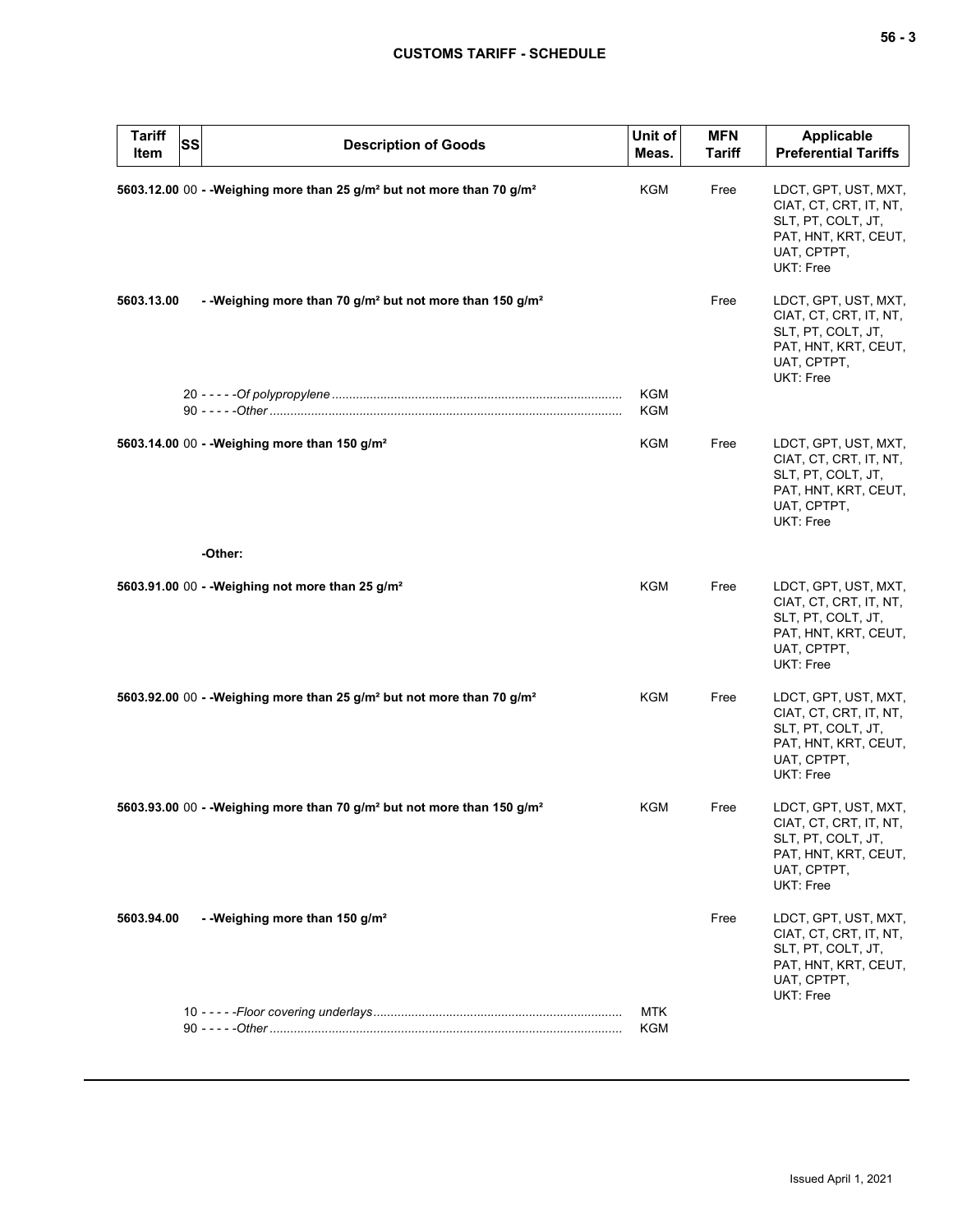| Tariff Item | SS | Description of Goods | Unit of Meas. | MFN Tariff | Applicable Preferential Tariffs |
|---|---|---|---|---|---|
| **5603.12.00** | 00 | **- -Weighing more than 25 g/m² but not more than 70 g/m²** | KGM | Free | LDCT, GPT, UST, MXT, CIAT, CT, CRT, IT, NT, SLT, PT, COLT, JT, PAT, HNT, KRT, CEUT, UAT, CPTPT, UKT: Free |
| **5603.13.00** | | **- -Weighing more than 70 g/m² but not more than 150 g/m²** | | Free | LDCT, GPT, UST, MXT, CIAT, CT, CRT, IT, NT, SLT, PT, COLT, JT, PAT, HNT, KRT, CEUT, UAT, CPTPT, UKT: Free |
| | 20 | - - - - -*Of polypropylene* | KGM | | |
| | 90 | - - - - -*Other* | KGM | | |
| **5603.14.00** | 00 | **- -Weighing more than 150 g/m²** | KGM | Free | LDCT, GPT, UST, MXT, CIAT, CT, CRT, IT, NT, SLT, PT, COLT, JT, PAT, HNT, KRT, CEUT, UAT, CPTPT, UKT: Free |
| | | **-Other:** | | | |
| **5603.91.00** | 00 | **- -Weighing not more than 25 g/m²** | KGM | Free | LDCT, GPT, UST, MXT, CIAT, CT, CRT, IT, NT, SLT, PT, COLT, JT, PAT, HNT, KRT, CEUT, UAT, CPTPT, UKT: Free |
| **5603.92.00** | 00 | **- -Weighing more than 25 g/m² but not more than 70 g/m²** | KGM | Free | LDCT, GPT, UST, MXT, CIAT, CT, CRT, IT, NT, SLT, PT, COLT, JT, PAT, HNT, KRT, CEUT, UAT, CPTPT, UKT: Free |
| **5603.93.00** | 00 | **- -Weighing more than 70 g/m² but not more than 150 g/m²** | KGM | Free | LDCT, GPT, UST, MXT, CIAT, CT, CRT, IT, NT, SLT, PT, COLT, JT, PAT, HNT, KRT, CEUT, UAT, CPTPT, UKT: Free |
| **5603.94.00** | | **- -Weighing more than 150 g/m²** | | Free | LDCT, GPT, UST, MXT, CIAT, CT, CRT, IT, NT, SLT, PT, COLT, JT, PAT, HNT, KRT, CEUT, UAT, CPTPT, UKT: Free |
| | 10 | - - - - -*Floor covering underlays* | MTK | | |
| | 90 | - - - - -*Other* | KGM | | |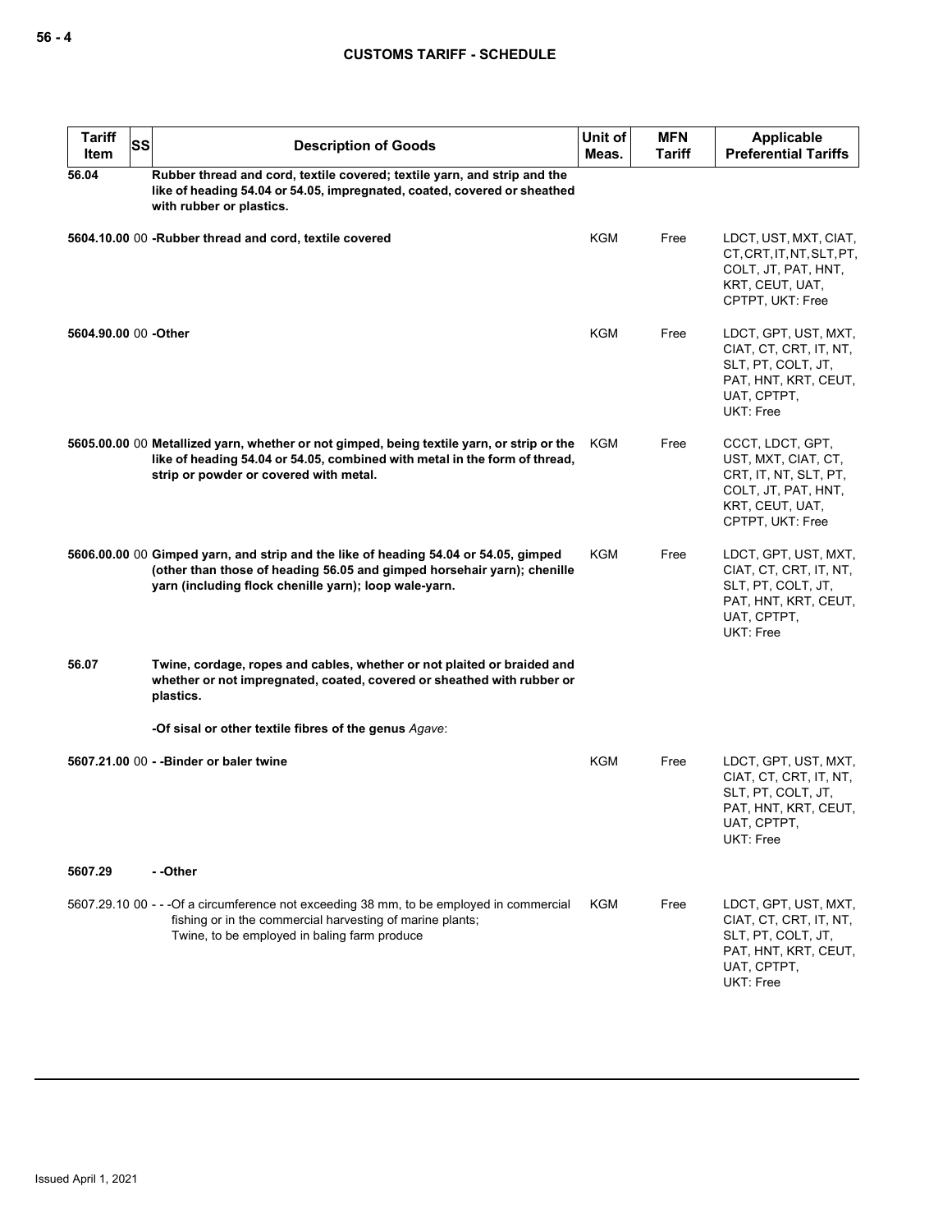## CUSTOMS TARIFF - SCHEDULE

| Tariff Item | SS | Description of Goods | Unit of Meas. | MFN Tariff | Applicable Preferential Tariffs |
|---|---|---|---|---|---|
| **56.04** | | **Rubber thread and cord, textile covered; textile yarn, and strip and the like of heading 54.04 or 54.05, impregnated, coated, covered or sheathed with rubber or plastics.** | | | |
| **5604.10.00** | 00 | **-Rubber thread and cord, textile covered** | KGM | Free | LDCT, UST, MXT, CIAT, CT, CRT, IT, NT, SLT, PT, COLT, JT, PAT, HNT, KRT, CEUT, UAT, CPTPT, UKT: Free |
| **5604.90.00** | 00 | **-Other** | KGM | Free | LDCT, GPT, UST, MXT, CIAT, CT, CRT, IT, NT, SLT, PT, COLT, JT, PAT, HNT, KRT, CEUT, UAT, CPTPT, UKT: Free |
| **5605.00.00** | 00 | **Metallized yarn, whether or not gimped, being textile yarn, or strip or the like of heading 54.04 or 54.05, combined with metal in the form of thread, strip or powder or covered with metal.** | KGM | Free | CCCT, LDCT, GPT, UST, MXT, CIAT, CT, CRT, IT, NT, SLT, PT, COLT, JT, PAT, HNT, KRT, CEUT, UAT, CPTPT, UKT: Free |
| **5606.00.00** | 00 | **Gimped yarn, and strip and the like of heading 54.04 or 54.05, gimped (other than those of heading 56.05 and gimped horsehair yarn); chenille yarn (including flock chenille yarn); loop wale-yarn.** | KGM | Free | LDCT, GPT, UST, MXT, CIAT, CT, CRT, IT, NT, SLT, PT, COLT, JT, PAT, HNT, KRT, CEUT, UAT, CPTPT, UKT: Free |
| **56.07** | | **Twine, cordage, ropes and cables, whether or not plaited or braided and whether or not impregnated, coated, covered or sheathed with rubber or plastics.** | | | |
| | | **-Of sisal or other textile fibres of the genus *Agave*:** | | | |
| **5607.21.00** | 00 | **- -Binder or baler twine** | KGM | Free | LDCT, GPT, UST, MXT, CIAT, CT, CRT, IT, NT, SLT, PT, COLT, JT, PAT, HNT, KRT, CEUT, UAT, CPTPT, UKT: Free |
| **5607.29** | | **- -Other** | | | |
| 5607.29.10 | 00 | - - -Of a circumference not exceeding 38 mm, to be employed in commercial fishing or in the commercial harvesting of marine plants; Twine, to be employed in baling farm produce | KGM | Free | LDCT, GPT, UST, MXT, CIAT, CT, CRT, IT, NT, SLT, PT, COLT, JT, PAT, HNT, KRT, CEUT, UAT, CPTPT, UKT: Free |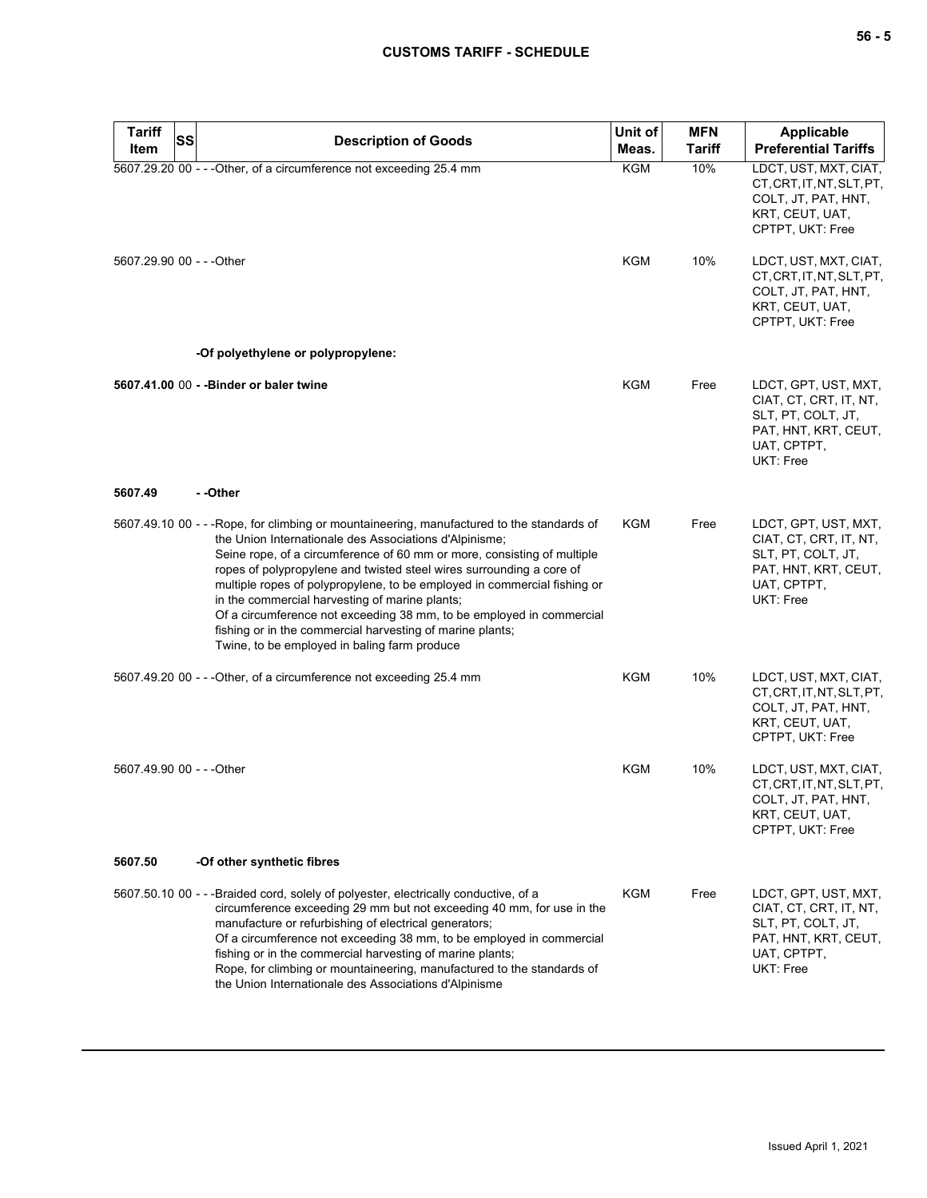| Tariff Item | SS | Description of Goods | Unit of Meas. | MFN Tariff | Applicable Preferential Tariffs |
|---|---|---|---|---|---|
| 5607.29.20 | 00 | - - -Other, of a circumference not exceeding 25.4 mm | KGM | 10% | LDCT, UST, MXT, CIAT, CT, CRT, IT, NT, SLT, PT, COLT, JT, PAT, HNT, KRT, CEUT, UAT, CPTPT, UKT: Free |
| 5607.29.90 | 00 | - - -Other | KGM | 10% | LDCT, UST, MXT, CIAT, CT, CRT, IT, NT, SLT, PT, COLT, JT, PAT, HNT, KRT, CEUT, UAT, CPTPT, UKT: Free |
| | | **-Of polyethylene or polypropylene:** | | | |
| **5607.41.00** | 00 | **- -Binder or baler twine** | KGM | Free | LDCT, GPT, UST, MXT, CIAT, CT, CRT, IT, NT, SLT, PT, COLT, JT, PAT, HNT, KRT, CEUT, UAT, CPTPT, UKT: Free |
| **5607.49** | | **- -Other** | | | |
| 5607.49.10 | 00 | - - -Rope, for climbing or mountaineering, manufactured to the standards of the Union Internationale des Associations d'Alpinisme;<br>Seine rope, of a circumference of 60 mm or more, consisting of multiple ropes of polypropylene and twisted steel wires surrounding a core of multiple ropes of polypropylene, to be employed in commercial fishing or in the commercial harvesting of marine plants;<br>Of a circumference not exceeding 38 mm, to be employed in commercial fishing or in the commercial harvesting of marine plants;<br>Twine, to be employed in baling farm produce | KGM | Free | LDCT, GPT, UST, MXT, CIAT, CT, CRT, IT, NT, SLT, PT, COLT, JT, PAT, HNT, KRT, CEUT, UAT, CPTPT, UKT: Free |
| 5607.49.20 | 00 | - - -Other, of a circumference not exceeding 25.4 mm | KGM | 10% | LDCT, UST, MXT, CIAT, CT, CRT, IT, NT, SLT, PT, COLT, JT, PAT, HNT, KRT, CEUT, UAT, CPTPT, UKT: Free |
| 5607.49.90 | 00 | - - -Other | KGM | 10% | LDCT, UST, MXT, CIAT, CT, CRT, IT, NT, SLT, PT, COLT, JT, PAT, HNT, KRT, CEUT, UAT, CPTPT, UKT: Free |
| **5607.50** | | **-Of other synthetic fibres** | | | |
| 5607.50.10 | 00 | - - -Braided cord, solely of polyester, electrically conductive, of a circumference exceeding 29 mm but not exceeding 40 mm, for use in the manufacture or refurbishing of electrical generators;<br>Of a circumference not exceeding 38 mm, to be employed in commercial fishing or in the commercial harvesting of marine plants;<br>Rope, for climbing or mountaineering, manufactured to the standards of the Union Internationale des Associations d'Alpinisme | KGM | Free | LDCT, GPT, UST, MXT, CIAT, CT, CRT, IT, NT, SLT, PT, COLT, JT, PAT, HNT, KRT, CEUT, UAT, CPTPT, UKT: Free |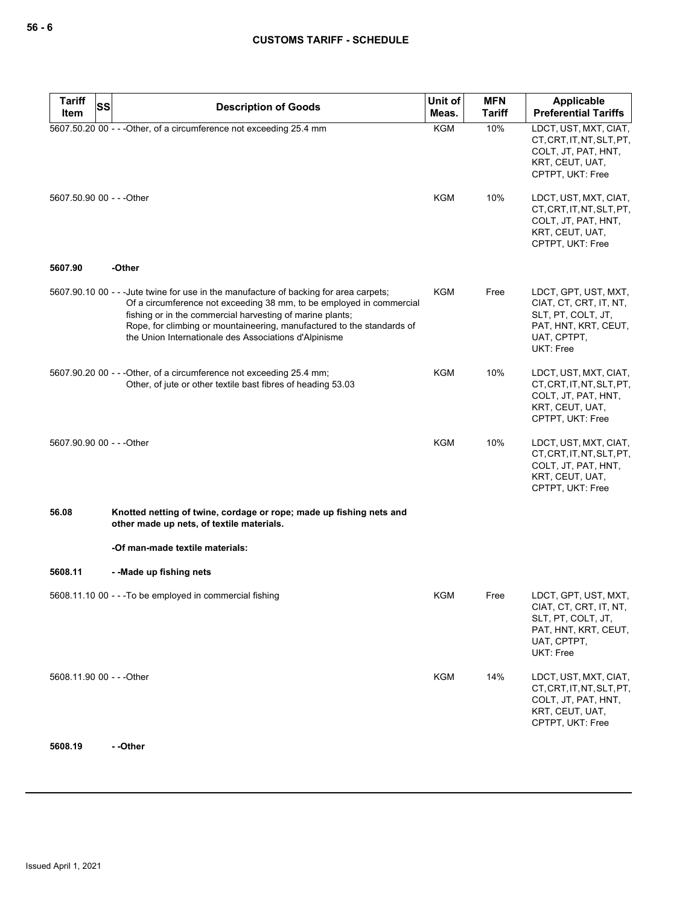| Tariff Item | SS | Description of Goods | Unit of Meas. | MFN Tariff | Applicable Preferential Tariffs |
|---|---|---|---|---|---|
| 5607.50.20 | 00 | - - -Other, of a circumference not exceeding 25.4 mm | KGM | 10% | LDCT, UST, MXT, CIAT, CT, CRT, IT, NT, SLT, PT, COLT, JT, PAT, HNT, KRT, CEUT, UAT, CPTPT, UKT: Free |
| 5607.50.90 | 00 | - - -Other | KGM | 10% | LDCT, UST, MXT, CIAT, CT, CRT, IT, NT, SLT, PT, COLT, JT, PAT, HNT, KRT, CEUT, UAT, CPTPT, UKT: Free |
| **5607.90** | | **-Other** | | | |
| 5607.90.10 | 00 | - - -Jute twine for use in the manufacture of backing for area carpets;<br>Of a circumference not exceeding 38 mm, to be employed in commercial fishing or in the commercial harvesting of marine plants;<br>Rope, for climbing or mountaineering, manufactured to the standards of the Union Internationale des Associations d'Alpinisme | KGM | Free | LDCT, GPT, UST, MXT, CIAT, CT, CRT, IT, NT, SLT, PT, COLT, JT, PAT, HNT, KRT, CEUT, UAT, CPTPT, UKT: Free |
| 5607.90.20 | 00 | - - -Other, of a circumference not exceeding 25.4 mm;<br>Other, of jute or other textile bast fibres of heading 53.03 | KGM | 10% | LDCT, UST, MXT, CIAT, CT, CRT, IT, NT, SLT, PT, COLT, JT, PAT, HNT, KRT, CEUT, UAT, CPTPT, UKT: Free |
| 5607.90.90 | 00 | - - -Other | KGM | 10% | LDCT, UST, MXT, CIAT, CT, CRT, IT, NT, SLT, PT, COLT, JT, PAT, HNT, KRT, CEUT, UAT, CPTPT, UKT: Free |
| **56.08** | | **Knotted netting of twine, cordage or rope; made up fishing nets and other made up nets, of textile materials.** | | | |
| | | **-Of man-made textile materials:** | | | |
| **5608.11** | | **- -Made up fishing nets** | | | |
| 5608.11.10 | 00 | - - -To be employed in commercial fishing | KGM | Free | LDCT, GPT, UST, MXT, CIAT, CT, CRT, IT, NT, SLT, PT, COLT, JT, PAT, HNT, KRT, CEUT, UAT, CPTPT, UKT: Free |
| 5608.11.90 | 00 | - - -Other | KGM | 14% | LDCT, UST, MXT, CIAT, CT, CRT, IT, NT, SLT, PT, COLT, JT, PAT, HNT, KRT, CEUT, UAT, CPTPT, UKT: Free |
| **5608.19** | | **- -Other** | | | |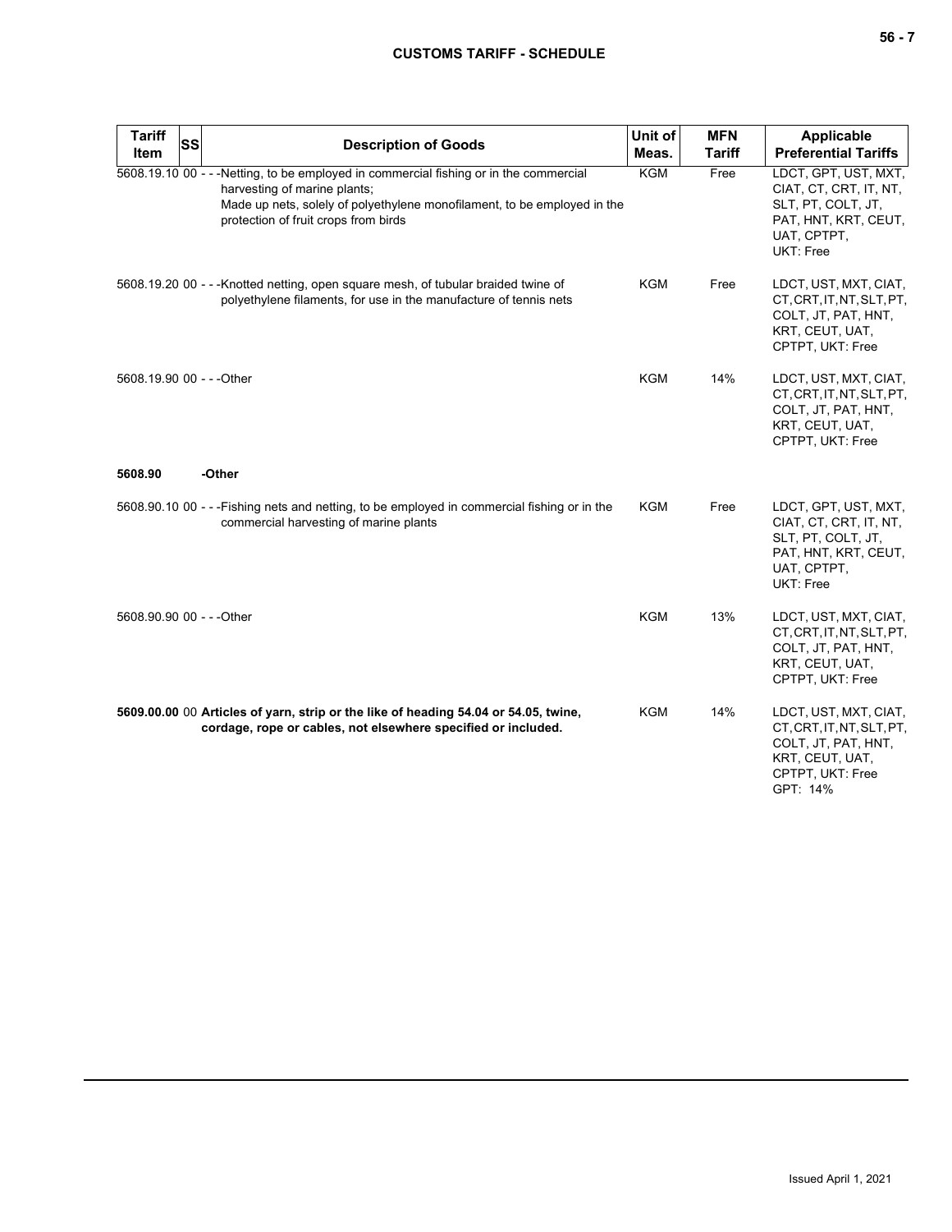| Tariff Item | SS | Description of Goods | Unit of Meas. | MFN Tariff | Applicable Preferential Tariffs |
|---|---|---|---|---|---|
| 5608.19.10 | 00 | - - -Netting, to be employed in commercial fishing or in the commercial harvesting of marine plants;<br>Made up nets, solely of polyethylene monofilament, to be employed in the protection of fruit crops from birds | KGM | Free | LDCT, GPT, UST, MXT, CIAT, CT, CRT, IT, NT, SLT, PT, COLT, JT, PAT, HNT, KRT, CEUT, UAT, CPTPT, UKT: Free |
| 5608.19.20 | 00 | - - -Knotted netting, open square mesh, of tubular braided twine of polyethylene filaments, for use in the manufacture of tennis nets | KGM | Free | LDCT, UST, MXT, CIAT, CT, CRT, IT, NT, SLT, PT, COLT, JT, PAT, HNT, KRT, CEUT, UAT, CPTPT, UKT: Free |
| 5608.19.90 | 00 | - - -Other | KGM | 14% | LDCT, UST, MXT, CIAT, CT, CRT, IT, NT, SLT, PT, COLT, JT, PAT, HNT, KRT, CEUT, UAT, CPTPT, UKT: Free |
| **5608.90** | | **-Other** | | | |
| 5608.90.10 | 00 | - - -Fishing nets and netting, to be employed in commercial fishing or in the commercial harvesting of marine plants | KGM | Free | LDCT, GPT, UST, MXT, CIAT, CT, CRT, IT, NT, SLT, PT, COLT, JT, PAT, HNT, KRT, CEUT, UAT, CPTPT, UKT: Free |
| 5608.90.90 | 00 | - - -Other | KGM | 13% | LDCT, UST, MXT, CIAT, CT, CRT, IT, NT, SLT, PT, COLT, JT, PAT, HNT, KRT, CEUT, UAT, CPTPT, UKT: Free |
| **5609.00.00** | 00 | **Articles of yarn, strip or the like of heading 54.04 or 54.05, twine, cordage, rope or cables, not elsewhere specified or included.** | KGM | 14% | LDCT, UST, MXT, CIAT, CT, CRT, IT, NT, SLT, PT, COLT, JT, PAT, HNT, KRT, CEUT, UAT, CPTPT, UKT: Free<br>GPT: 14% |